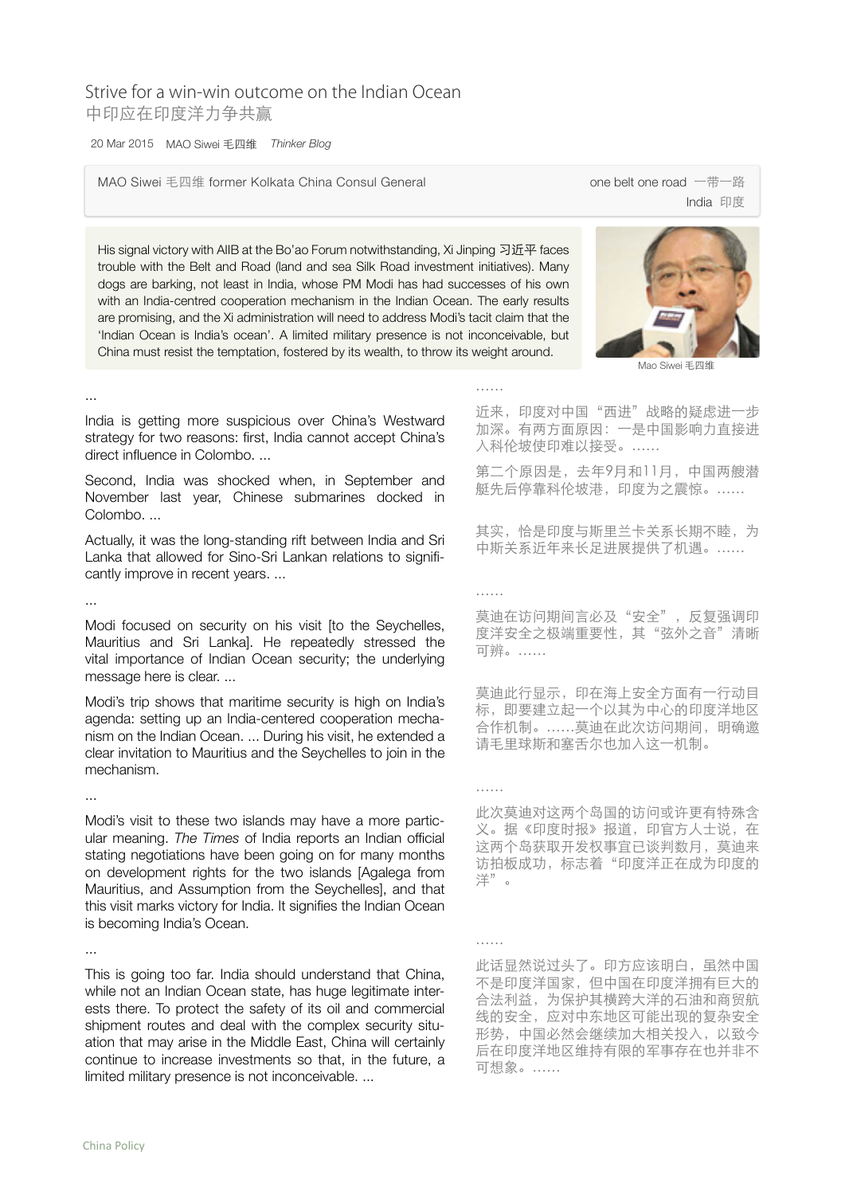# Strive for a win-win outcome on the Indian Ocean
# 中印应在印度洋力争共赢

20 Mar 2015 MAO Siwei 毛四维 *Thinker Blog*

MAO Siwei 毛四维 former Kolkata China Consul General

one belt one road 一带一路
India 印度

His signal victory with AIIB at the Bo'ao Forum notwithstanding, Xi Jinping 习近平 faces trouble with the Belt and Road (land and sea Silk Road investment initiatives). Many dogs are barking, not least in India, whose PM Modi has had successes of his own with an India-centred cooperation mechanism in the Indian Ocean. The early results are promising, and the Xi administration will need to address Modi's tacit claim that the 'Indian Ocean is India's ocean'. A limited military presence is not inconceivable, but China must resist the temptation, fostered by its wealth, to throw its weight around.

Mao Siwei 毛四维

...

India is getting more suspicious over China's Westward strategy for two reasons: first, India cannot accept China's direct influence in Colombo. ...

Second, India was shocked when, in September and November last year, Chinese submarines docked in Colombo. ...

Actually, it was the long-standing rift between India and Sri Lanka that allowed for Sino-Sri Lankan relations to significantly improve in recent years. ...

...

Modi focused on security on his visit [to the Seychelles, Mauritius and Sri Lanka]. He repeatedly stressed the vital importance of Indian Ocean security; the underlying message here is clear. ...

Modi's trip shows that maritime security is high on India's agenda: setting up an India-centered cooperation mechanism on the Indian Ocean. ... During his visit, he extended a clear invitation to Mauritius and the Seychelles to join in the mechanism.

...

Modi's visit to these two islands may have a more particular meaning. *The Times* of India reports an Indian official stating negotiations have been going on for many months on development rights for the two islands [Agalega from Mauritius, and Assumption from the Seychelles], and that this visit marks victory for India. It signifies the Indian Ocean is becoming India's Ocean.

...

This is going too far. India should understand that China, while not an Indian Ocean state, has huge legitimate interests there. To protect the safety of its oil and commercial shipment routes and deal with the complex security situation that may arise in the Middle East, China will certainly continue to increase investments so that, in the future, a limited military presence is not inconceivable. ...

……

近来，印度对中国"西进"战略的疑虑进一步加深。有两方面原因：一是中国影响力直接进入科伦坡使印难以接受。……

第二个原因是，去年9月和11月，中国两艘潜艇先后停靠科伦坡港，印度为之震惊。……

其实，恰是印度与斯里兰卡关系长期不睦，为中斯关系近年来长足进展提供了机遇。……

……

莫迪在访问期间言必及"安全"，反复强调印度洋安全之极端重要性，其"弦外之音"清晰可辨。……

莫迪此行显示，印在海上安全方面有一行动目标，即要建立起一个以其为中心的印度洋地区合作机制。……莫迪在此次访问期间，明确邀请毛里球斯和塞舌尔也加入这一机制。

……

此次莫迪对这两个岛国的访问或许更有特殊含义。据《印度时报》报道，印官方人士说，在这两个岛获取开发权事宜已谈判数月，莫迪来访拍板成功，标志着"印度洋正在成为印度的洋"。

……

此话显然说过头了。印方应该明白，虽然中国不是印度洋国家，但中国在印度洋拥有巨大的合法利益，为保护其横跨大洋的石油和商贸航线的安全，应对中东地区可能出现的复杂安全形势，中国必然会继续加大相关投入，以致今后在印度洋地区维持有限的军事存在也并非不可想象。……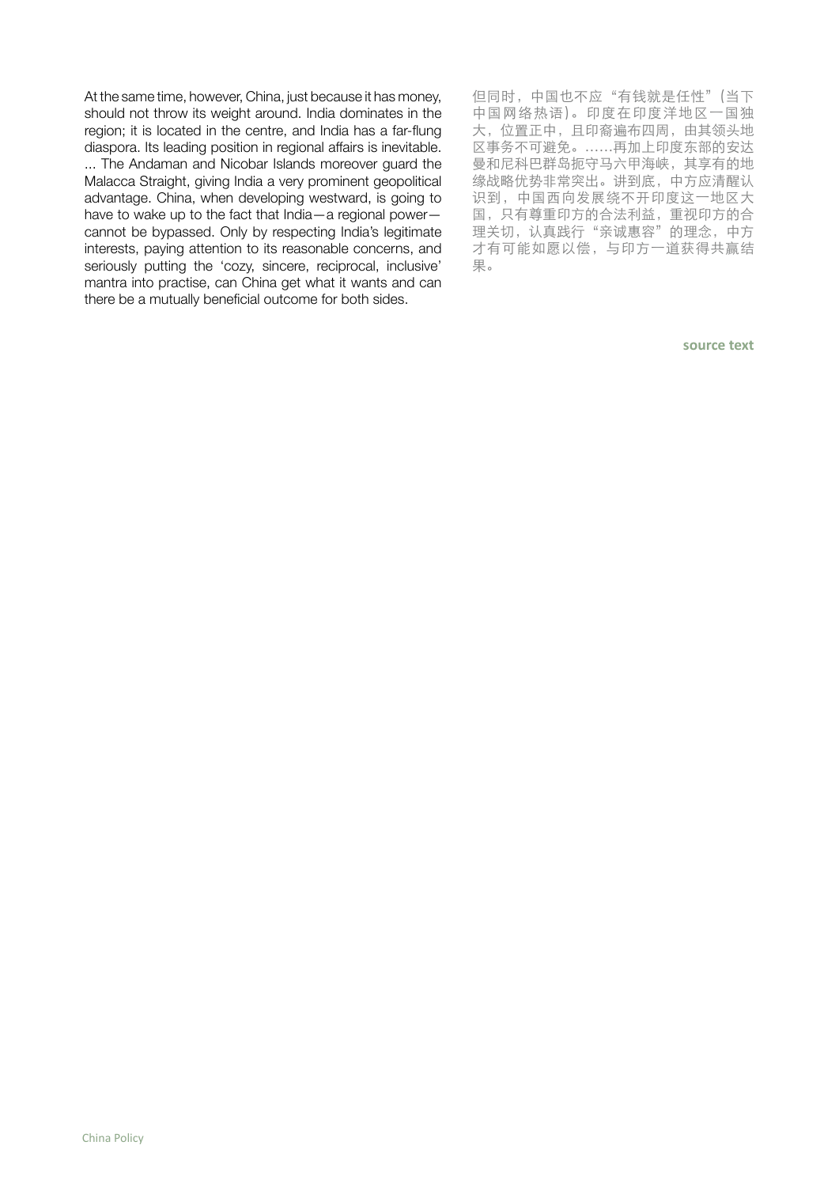At the same time, however, China, just because it has money, should not throw its weight around. India dominates in the region; it is located in the centre, and India has a far-flung diaspora. Its leading position in regional affairs is inevitable. ... The Andaman and Nicobar Islands moreover guard the Malacca Straight, giving India a very prominent geopolitical advantage. China, when developing westward, is going to have to wake up to the fact that India—a regional power—cannot be bypassed. Only by respecting India's legitimate interests, paying attention to its reasonable concerns, and seriously putting the 'cozy, sincere, reciprocal, inclusive' mantra into practise, can China get what it wants and can there be a mutually beneficial outcome for both sides.

但同时，中国也不应"有钱就是任性"（当下中国网络热语）。印度在印度洋地区一国独大，位置正中，且印裔遍布四周，由其领头地区事务不可避免。……再加上印度东部的安达曼和尼科巴群岛扼守马六甲海峡，其享有的地缘战略优势非常突出。讲到底，中方应清醒认识到，中国西向发展绕不开印度这一地区大国，只有尊重印方的合法利益，重视印方的合理关切，认真践行"亲诚惠容"的理念，中方才有可能如愿以偿，与印方一道获得共赢结果。

source text